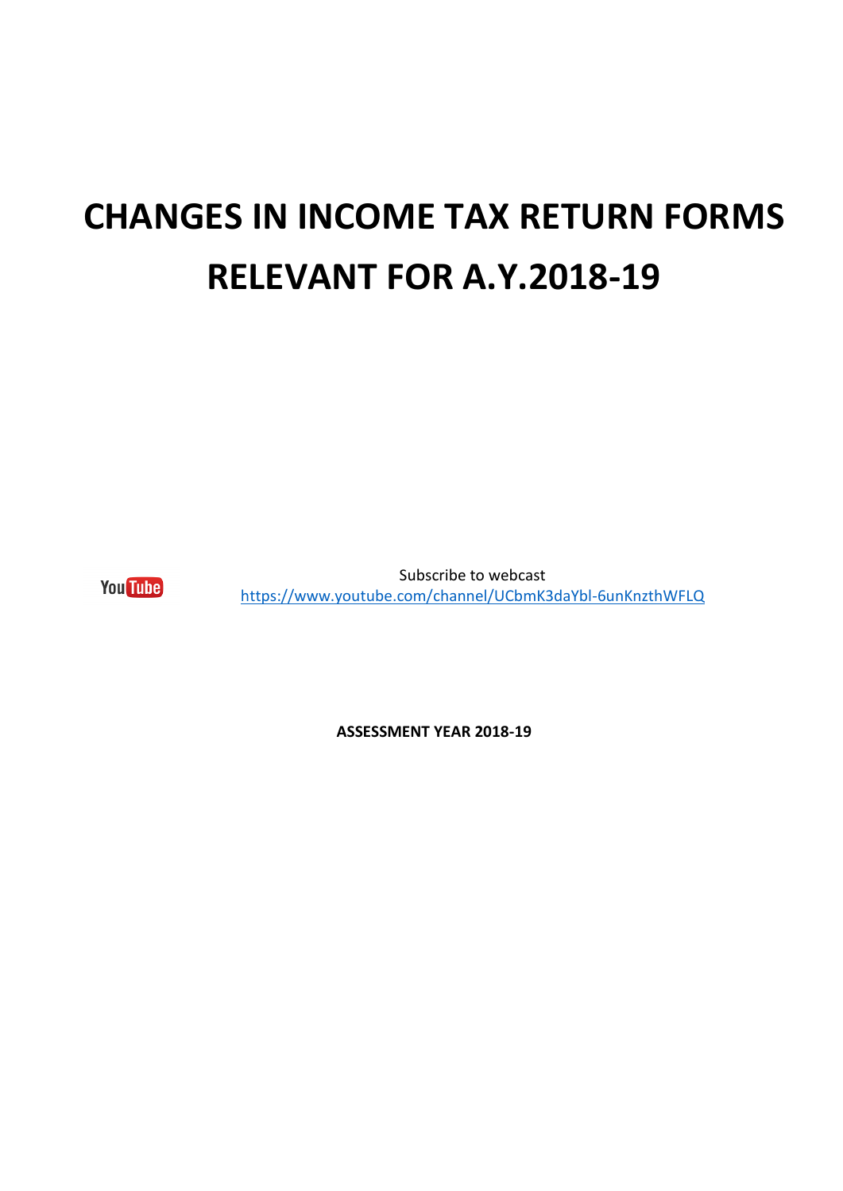# CHANGES IN INCOME TAX RETURN FORMS RELEVANT FOR A.Y.2018-19

Subscribe to webcast
https://www.youtube.com/channel/UCbmK3daYbl-6unKnzthWFLQ

**ASSESSMENT YEAR 2018-19**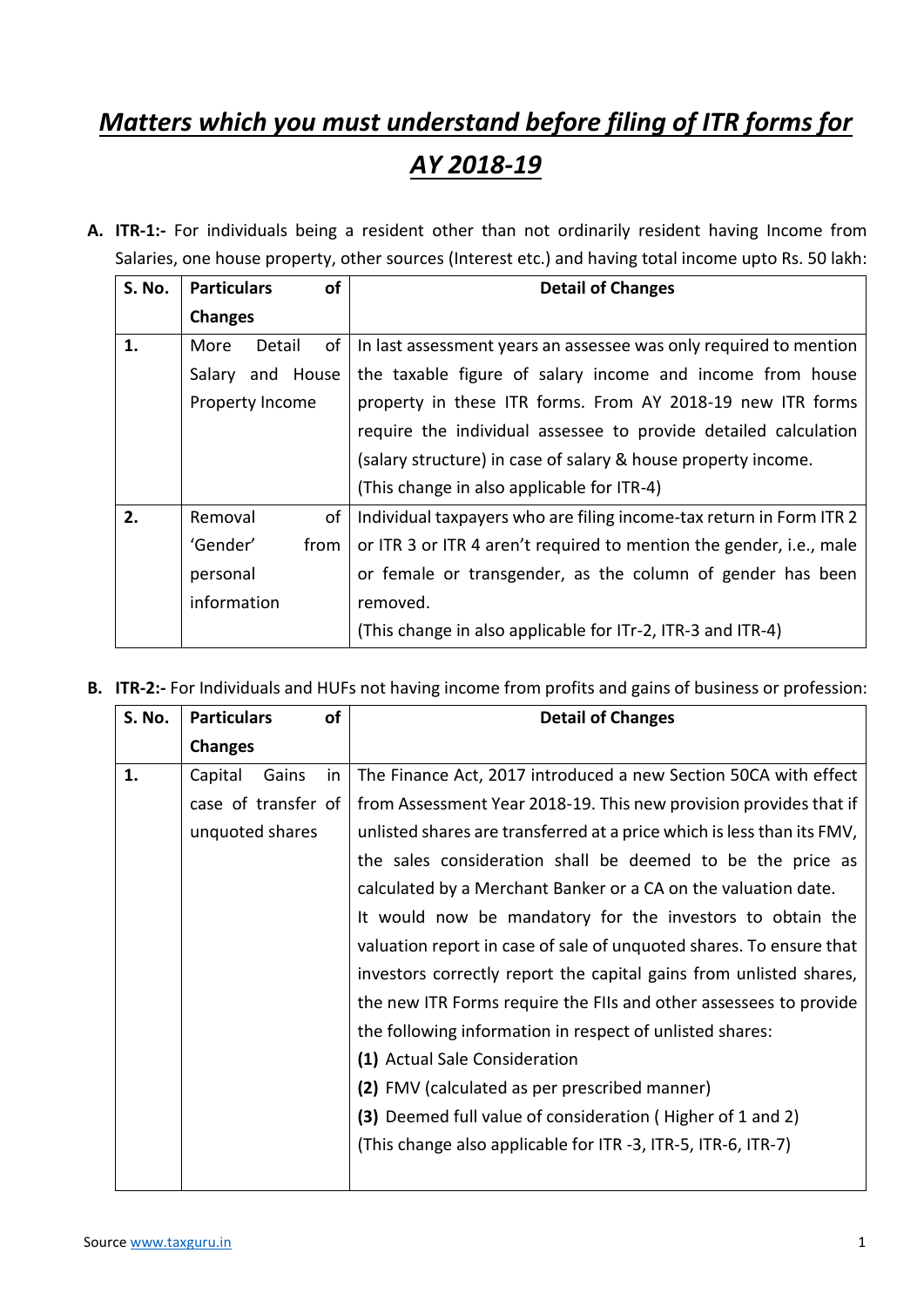# *Matters which you must understand before filing of ITR forms for AY 2018-19*

**A. ITR-1:-** For individuals being a resident other than not ordinarily resident having Income from Salaries, one house property, other sources (Interest etc.) and having total income upto Rs. 50 lakh:

| S. No. | Particulars of Changes | Detail of Changes |
|---|---|---|
| **1.** | More Detail of Salary and House Property Income | In last assessment years an assessee was only required to mention the taxable figure of salary income and income from house property in these ITR forms. From AY 2018-19 new ITR forms require the individual assessee to provide detailed calculation (salary structure) in case of salary & house property income.<br>(This change in also applicable for ITR-4) |
| **2.** | Removal of 'Gender' from personal information | Individual taxpayers who are filing income-tax return in Form ITR 2 or ITR 3 or ITR 4 aren't required to mention the gender, i.e., male or female or transgender, as the column of gender has been removed.<br>(This change in also applicable for ITr-2, ITR-3 and ITR-4) |

**B. ITR-2:-** For Individuals and HUFs not having income from profits and gains of business or profession:

| S. No. | Particulars of Changes | Detail of Changes |
|---|---|---|
| **1.** | Capital Gains in case of transfer of unquoted shares | The Finance Act, 2017 introduced a new Section 50CA with effect from Assessment Year 2018-19. This new provision provides that if unlisted shares are transferred at a price which is less than its FMV, the sales consideration shall be deemed to be the price as calculated by a Merchant Banker or a CA on the valuation date.<br>It would now be mandatory for the investors to obtain the valuation report in case of sale of unquoted shares. To ensure that investors correctly report the capital gains from unlisted shares, the new ITR Forms require the FIIs and other assessees to provide the following information in respect of unlisted shares:<br>**(1)** Actual Sale Consideration<br>**(2)** FMV (calculated as per prescribed manner)<br>**(3)** Deemed full value of consideration ( Higher of 1 and 2)<br>(This change also applicable for ITR -3, ITR-5, ITR-6, ITR-7) |

Source www.taxguru.in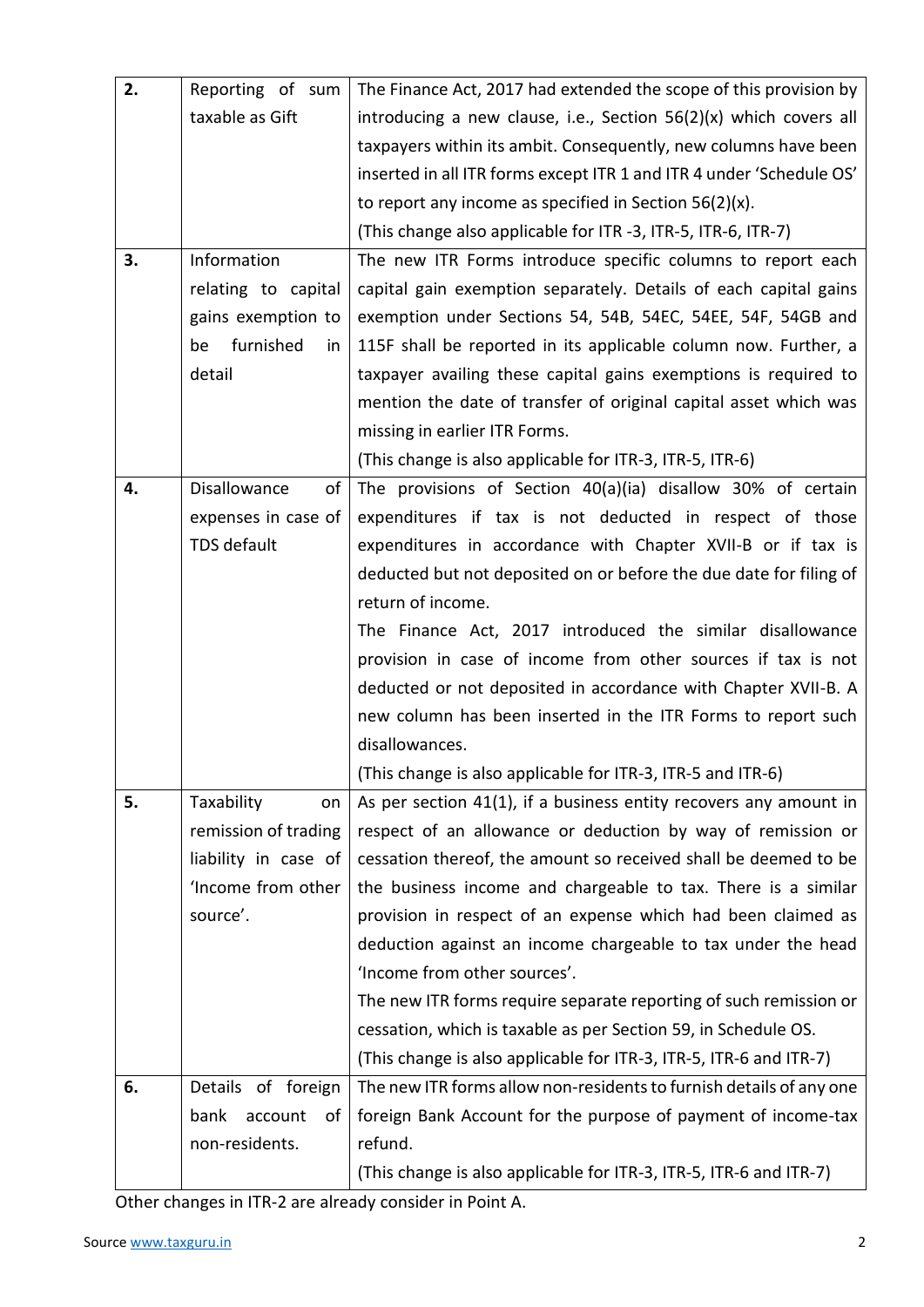| | | |
|---|---|---|
| **2.** | Reporting of sum taxable as Gift | The Finance Act, 2017 had extended the scope of this provision by introducing a new clause, i.e., Section 56(2)(x) which covers all taxpayers within its ambit. Consequently, new columns have been inserted in all ITR forms except ITR 1 and ITR 4 under 'Schedule OS' to report any income as specified in Section 56(2)(x).<br>(This change also applicable for ITR -3, ITR-5, ITR-6, ITR-7) |
| **3.** | Information relating to capital gains exemption to be furnished in detail | The new ITR Forms introduce specific columns to report each capital gain exemption separately. Details of each capital gains exemption under Sections 54, 54B, 54EC, 54EE, 54F, 54GB and 115F shall be reported in its applicable column now. Further, a taxpayer availing these capital gains exemptions is required to mention the date of transfer of original capital asset which was missing in earlier ITR Forms.<br>(This change is also applicable for ITR-3, ITR-5, ITR-6) |
| **4.** | Disallowance of expenses in case of TDS default | The provisions of Section 40(a)(ia) disallow 30% of certain expenditures if tax is not deducted in respect of those expenditures in accordance with Chapter XVII-B or if tax is deducted but not deposited on or before the due date for filing of return of income.<br>The Finance Act, 2017 introduced the similar disallowance provision in case of income from other sources if tax is not deducted or not deposited in accordance with Chapter XVII-B. A new column has been inserted in the ITR Forms to report such disallowances.<br>(This change is also applicable for ITR-3, ITR-5 and ITR-6) |
| **5.** | Taxability on remission of trading liability in case of 'Income from other source'. | As per section 41(1), if a business entity recovers any amount in respect of an allowance or deduction by way of remission or cessation thereof, the amount so received shall be deemed to be the business income and chargeable to tax. There is a similar provision in respect of an expense which had been claimed as deduction against an income chargeable to tax under the head 'Income from other sources'.<br>The new ITR forms require separate reporting of such remission or cessation, which is taxable as per Section 59, in Schedule OS.<br>(This change is also applicable for ITR-3, ITR-5, ITR-6 and ITR-7) |
| **6.** | Details of foreign bank account of non-residents. | The new ITR forms allow non-residents to furnish details of any one foreign Bank Account for the purpose of payment of income-tax refund.<br>(This change is also applicable for ITR-3, ITR-5, ITR-6 and ITR-7) |

Other changes in ITR-2 are already consider in Point A.

Source www.taxguru.in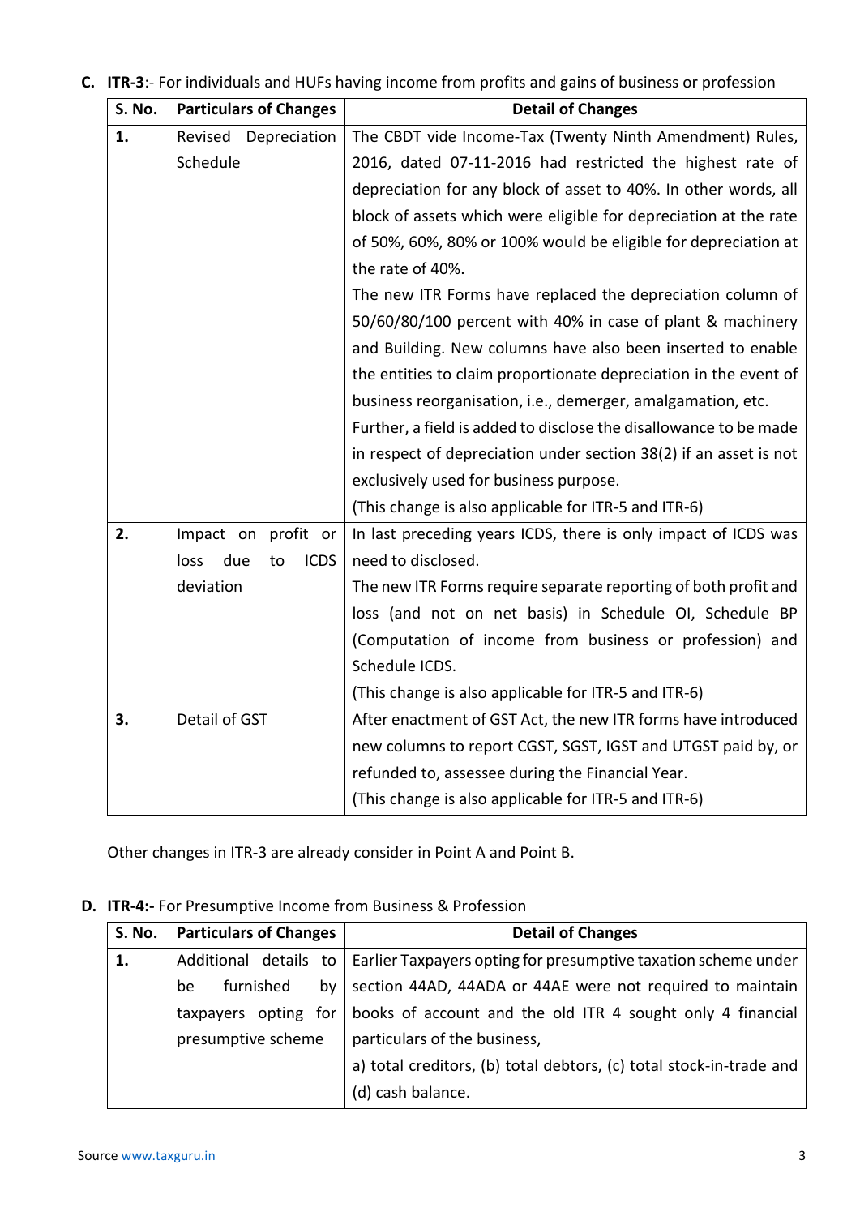**C. ITR-3**:- For individuals and HUFs having income from profits and gains of business or profession

| S. No. | Particulars of Changes | Detail of Changes |
|---|---|---|
| 1. | Revised Depreciation Schedule | The CBDT vide Income-Tax (Twenty Ninth Amendment) Rules, 2016, dated 07-11-2016 had restricted the highest rate of depreciation for any block of asset to 40%. In other words, all block of assets which were eligible for depreciation at the rate of 50%, 60%, 80% or 100% would be eligible for depreciation at the rate of 40%.<br>The new ITR Forms have replaced the depreciation column of 50/60/80/100 percent with 40% in case of plant & machinery and Building. New columns have also been inserted to enable the entities to claim proportionate depreciation in the event of business reorganisation, i.e., demerger, amalgamation, etc.<br>Further, a field is added to disclose the disallowance to be made in respect of depreciation under section 38(2) if an asset is not exclusively used for business purpose.<br>(This change is also applicable for ITR-5 and ITR-6) |
| 2. | Impact on profit or loss due to ICDS deviation | In last preceding years ICDS, there is only impact of ICDS was need to disclosed.<br>The new ITR Forms require separate reporting of both profit and loss (and not on net basis) in Schedule OI, Schedule BP (Computation of income from business or profession) and Schedule ICDS.<br>(This change is also applicable for ITR-5 and ITR-6) |
| 3. | Detail of GST | After enactment of GST Act, the new ITR forms have introduced new columns to report CGST, SGST, IGST and UTGST paid by, or refunded to, assessee during the Financial Year.<br>(This change is also applicable for ITR-5 and ITR-6) |

Other changes in ITR-3 are already consider in Point A and Point B.

**D. ITR-4:-** For Presumptive Income from Business & Profession

| S. No. | Particulars of Changes | Detail of Changes |
|---|---|---|
| 1. | Additional details to be furnished by taxpayers opting for presumptive scheme | Earlier Taxpayers opting for presumptive taxation scheme under section 44AD, 44ADA or 44AE were not required to maintain books of account and the old ITR 4 sought only 4 financial particulars of the business,<br>a) total creditors, (b) total debtors, (c) total stock-in-trade and (d) cash balance. |

Source [www.taxguru.in](www.taxguru.in)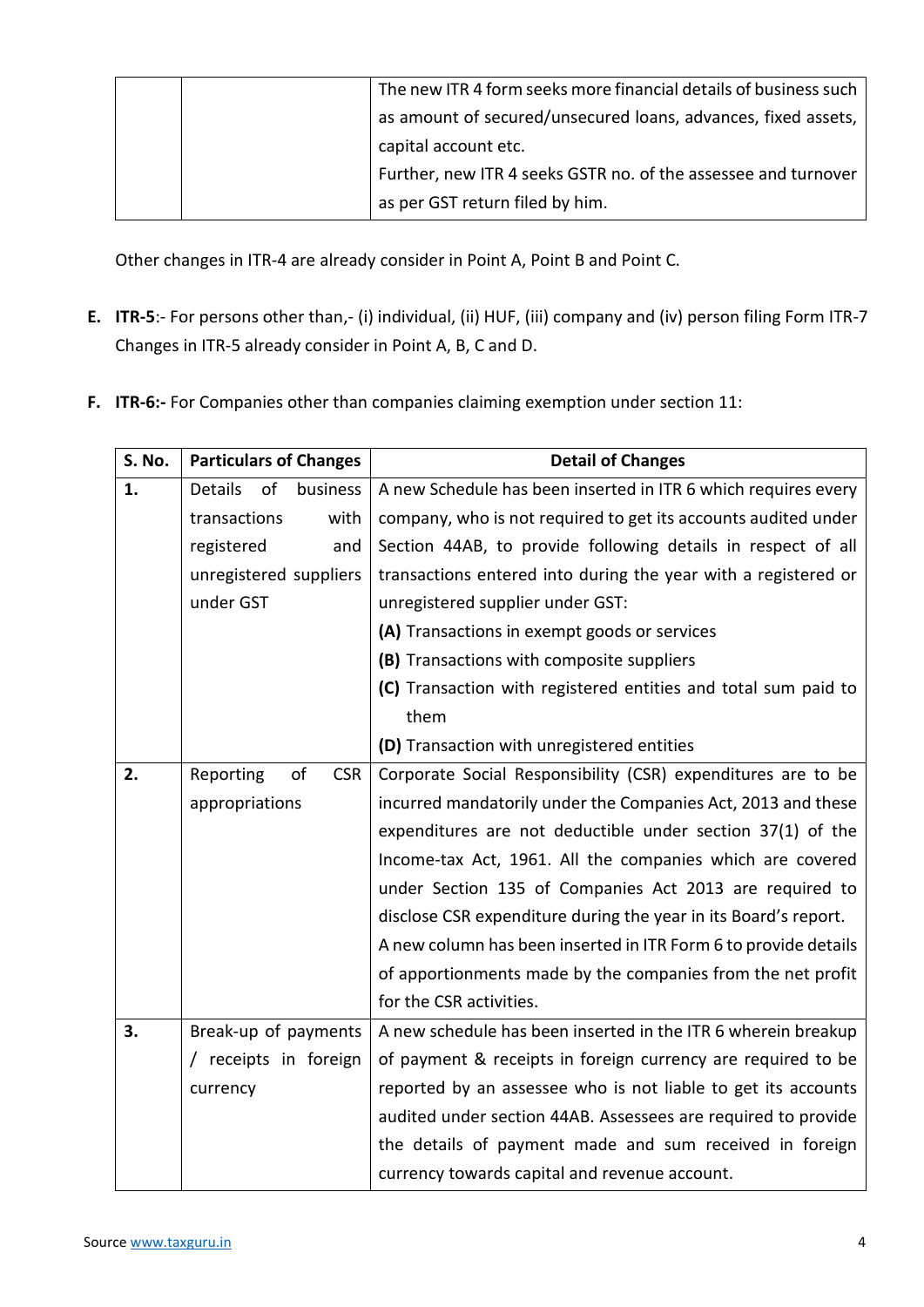| | | |
|---|---|---|
| | | The new ITR 4 form seeks more financial details of business such as amount of secured/unsecured loans, advances, fixed assets, capital account etc. Further, new ITR 4 seeks GSTR no. of the assessee and turnover as per GST return filed by him. |

Other changes in ITR-4 are already consider in Point A, Point B and Point C.

**E. ITR-5**:- For persons other than,- (i) individual, (ii) HUF, (iii) company and (iv) person filing Form ITR-7 Changes in ITR-5 already consider in Point A, B, C and D.

**F. ITR-6:-** For Companies other than companies claiming exemption under section 11:

| S. No. | Particulars of Changes | Detail of Changes |
|---|---|---|
| **1.** | Details of business transactions with registered and unregistered suppliers under GST | A new Schedule has been inserted in ITR 6 which requires every company, who is not required to get its accounts audited under Section 44AB, to provide following details in respect of all transactions entered into during the year with a registered or unregistered supplier under GST:<br>**(A)** Transactions in exempt goods or services<br>**(B)** Transactions with composite suppliers<br>**(C)** Transaction with registered entities and total sum paid to them<br>**(D)** Transaction with unregistered entities |
| **2.** | Reporting of CSR appropriations | Corporate Social Responsibility (CSR) expenditures are to be incurred mandatorily under the Companies Act, 2013 and these expenditures are not deductible under section 37(1) of the Income-tax Act, 1961. All the companies which are covered under Section 135 of Companies Act 2013 are required to disclose CSR expenditure during the year in its Board's report.<br>A new column has been inserted in ITR Form 6 to provide details of apportionments made by the companies from the net profit for the CSR activities. |
| **3.** | Break-up of payments / receipts in foreign currency | A new schedule has been inserted in the ITR 6 wherein breakup of payment & receipts in foreign currency are required to be reported by an assessee who is not liable to get its accounts audited under section 44AB. Assessees are required to provide the details of payment made and sum received in foreign currency towards capital and revenue account. |

Source www.taxguru.in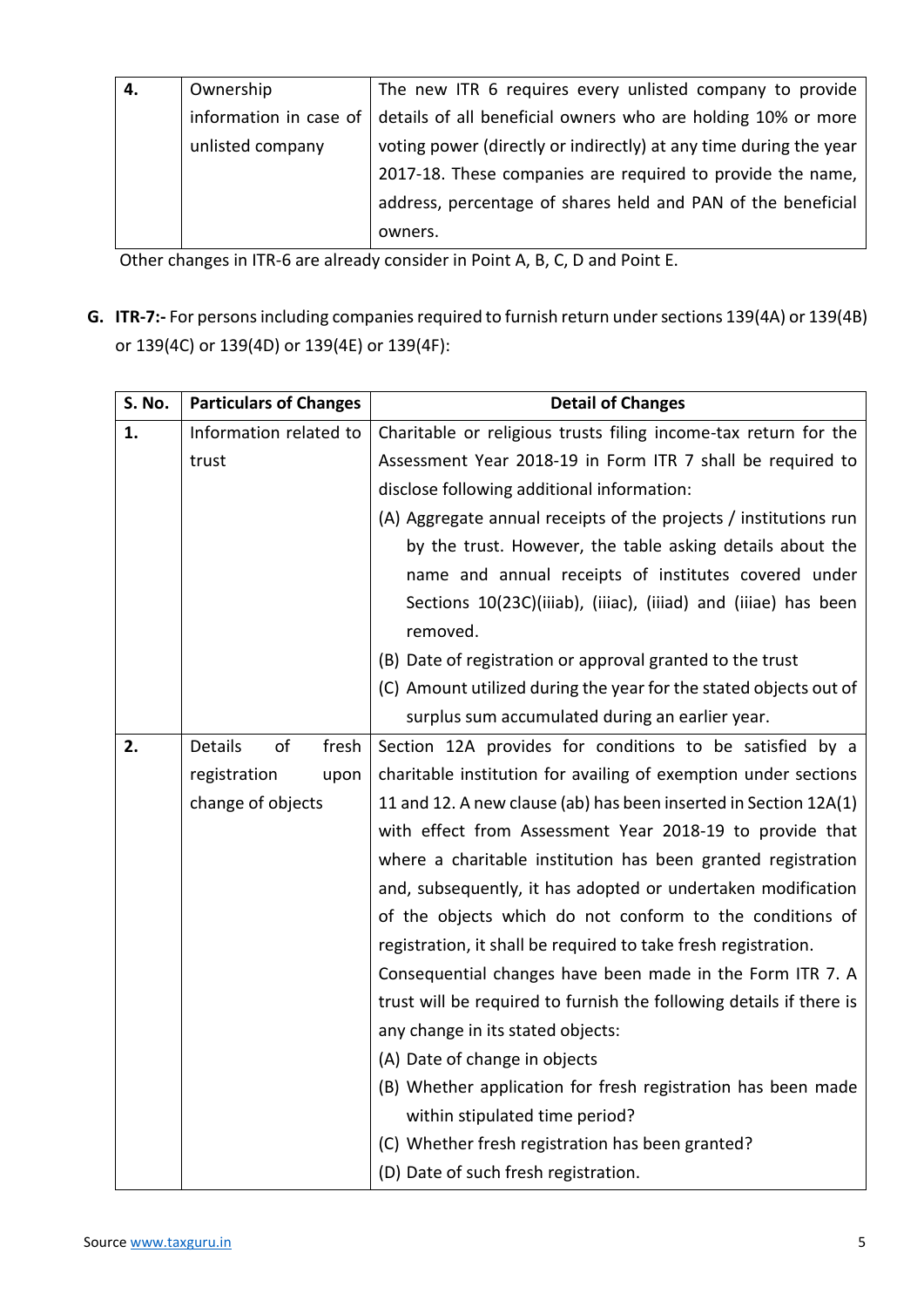| 4. | Ownership information in case of unlisted company | The new ITR 6 requires every unlisted company to provide details of all beneficial owners who are holding 10% or more voting power (directly or indirectly) at any time during the year 2017-18. These companies are required to provide the name, address, percentage of shares held and PAN of the beneficial owners. |
|---|---|---|

Other changes in ITR-6 are already consider in Point A, B, C, D and Point E.

**G. ITR-7:-** For persons including companies required to furnish return under sections 139(4A) or 139(4B) or 139(4C) or 139(4D) or 139(4E) or 139(4F):

| S. No. | Particulars of Changes | Detail of Changes |
|---|---|---|
| 1. | Information related to trust | Charitable or religious trusts filing income-tax return for the Assessment Year 2018-19 in Form ITR 7 shall be required to disclose following additional information:<br>(A) Aggregate annual receipts of the projects / institutions run by the trust. However, the table asking details about the name and annual receipts of institutes covered under Sections 10(23C)(iiiab), (iiiac), (iiiad) and (iiiae) has been removed.<br>(B) Date of registration or approval granted to the trust<br>(C) Amount utilized during the year for the stated objects out of surplus sum accumulated during an earlier year. |
| 2. | Details of fresh registration upon change of objects | Section 12A provides for conditions to be satisfied by a charitable institution for availing of exemption under sections 11 and 12. A new clause (ab) has been inserted in Section 12A(1) with effect from Assessment Year 2018-19 to provide that where a charitable institution has been granted registration and, subsequently, it has adopted or undertaken modification of the objects which do not conform to the conditions of registration, it shall be required to take fresh registration.<br>Consequential changes have been made in the Form ITR 7. A trust will be required to furnish the following details if there is any change in its stated objects:<br>(A) Date of change in objects<br>(B) Whether application for fresh registration has been made within stipulated time period?<br>(C) Whether fresh registration has been granted?<br>(D) Date of such fresh registration. |

Source www.taxguru.in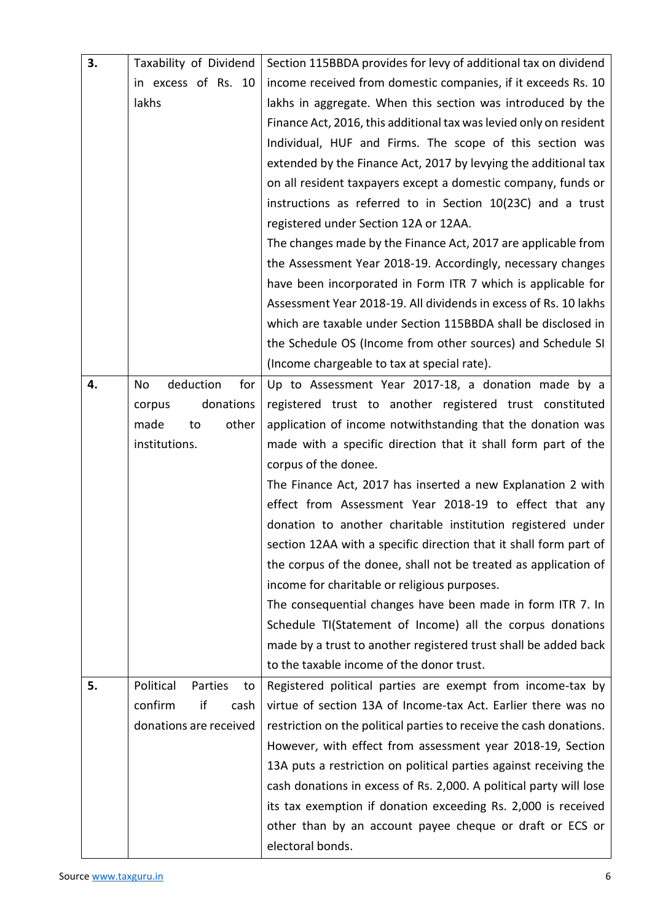| | | |
|---|---|---|
| **3.** | Taxability of Dividend in excess of Rs. 10 lakhs | Section 115BBDA provides for levy of additional tax on dividend income received from domestic companies, if it exceeds Rs. 10 lakhs in aggregate. When this section was introduced by the Finance Act, 2016, this additional tax was levied only on resident Individual, HUF and Firms. The scope of this section was extended by the Finance Act, 2017 by levying the additional tax on all resident taxpayers except a domestic company, funds or instructions as referred to in Section 10(23C) and a trust registered under Section 12A or 12AA.<br>The changes made by the Finance Act, 2017 are applicable from the Assessment Year 2018-19. Accordingly, necessary changes have been incorporated in Form ITR 7 which is applicable for Assessment Year 2018-19. All dividends in excess of Rs. 10 lakhs which are taxable under Section 115BBDA shall be disclosed in the Schedule OS (Income from other sources) and Schedule SI (Income chargeable to tax at special rate). |
| **4.** | No deduction for corpus donations made to other institutions. | Up to Assessment Year 2017-18, a donation made by a registered trust to another registered trust constituted application of income notwithstanding that the donation was made with a specific direction that it shall form part of the corpus of the donee.<br>The Finance Act, 2017 has inserted a new Explanation 2 with effect from Assessment Year 2018-19 to effect that any donation to another charitable institution registered under section 12AA with a specific direction that it shall form part of the corpus of the donee, shall not be treated as application of income for charitable or religious purposes.<br>The consequential changes have been made in form ITR 7. In Schedule TI(Statement of Income) all the corpus donations made by a trust to another registered trust shall be added back to the taxable income of the donor trust. |
| **5.** | Political Parties to confirm if cash donations are received | Registered political parties are exempt from income-tax by virtue of section 13A of Income-tax Act. Earlier there was no restriction on the political parties to receive the cash donations. However, with effect from assessment year 2018-19, Section 13A puts a restriction on political parties against receiving the cash donations in excess of Rs. 2,000. A political party will lose its tax exemption if donation exceeding Rs. 2,000 is received other than by an account payee cheque or draft or ECS or electoral bonds. |

Source www.taxguru.in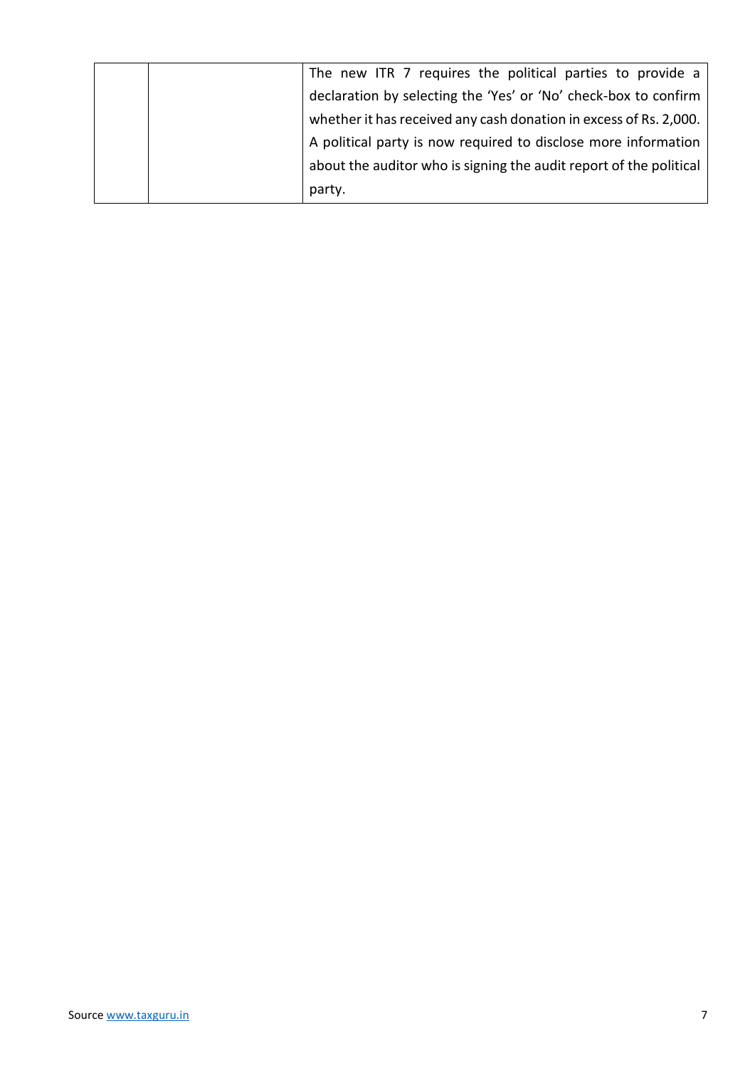| | | |
|---|---|---|
| | | The new ITR 7 requires the political parties to provide a declaration by selecting the 'Yes' or 'No' check-box to confirm whether it has received any cash donation in excess of Rs. 2,000. A political party is now required to disclose more information about the auditor who is signing the audit report of the political party. |

Source www.taxguru.in